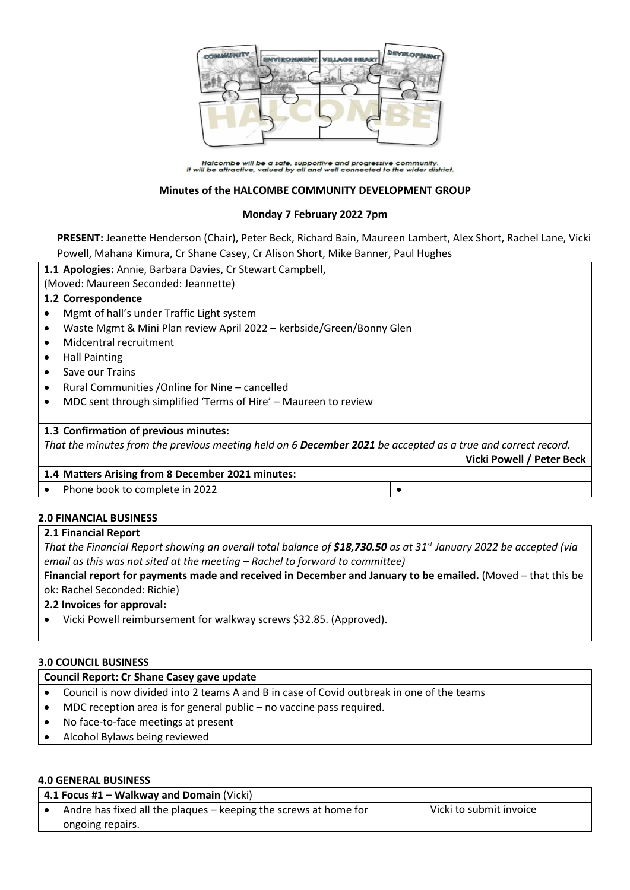Halcombe will be a safe, supportive and progressive community.
It will be attractive, valued by all and well connected to the wider district.

**Minutes of the HALCOMBE COMMUNITY DEVELOPMENT GROUP**

**Monday 7 February 2022 7pm**

**PRESENT:** Jeanette Henderson (Chair), Peter Beck, Richard Bain, Maureen Lambert, Alex Short, Rachel Lane, Vicki Powell, Mahana Kimura, Cr Shane Casey, Cr Alison Short, Mike Banner, Paul Hughes

**1.1 Apologies:** Annie, Barbara Davies, Cr Stewart Campbell,
(Moved: Maureen Seconded: Jeannette)

**1.2 Correspondence**

- Mgmt of hall's under Traffic Light system
- Waste Mgmt & Mini Plan review April 2022 – kerbside/Green/Bonny Glen
- Midcentral recruitment
- Hall Painting
- Save our Trains
- Rural Communities /Online for Nine – cancelled
- MDC sent through simplified 'Terms of Hire' – Maureen to review

**1.3 Confirmation of previous minutes:**

*That the minutes from the previous meeting held on 6 **December 2021** be accepted as a true and correct record.*

**Vicki Powell / Peter Beck**

**1.4 Matters Arising from 8 December 2021 minutes:**

| | |
|---|---|
| • Phone book to complete in 2022 | • |

**2.0 FINANCIAL BUSINESS**

**2.1 Financial Report**

*That the Financial Report showing an overall total balance of **$18,730.50** as at 31st January 2022 be accepted (via email as this was not sited at the meeting – Rachel to forward to committee)*

**Financial report for payments made and received in December and January to be emailed.** (Moved – that this be ok: Rachel Seconded: Richie)

**2.2 Invoices for approval:**

- Vicki Powell reimbursement for walkway screws $32.85. (Approved).

**3.0 COUNCIL BUSINESS**

**Council Report: Cr Shane Casey gave update**

- Council is now divided into 2 teams A and B in case of Covid outbreak in one of the teams
- MDC reception area is for general public – no vaccine pass required.
- No face-to-face meetings at present
- Alcohol Bylaws being reviewed

**4.0 GENERAL BUSINESS**

**4.1 Focus #1 – Walkway and Domain** (Vicki)

| | |
|---|---|
| • Andre has fixed all the plaques – keeping the screws at home for ongoing repairs. | Vicki to submit invoice |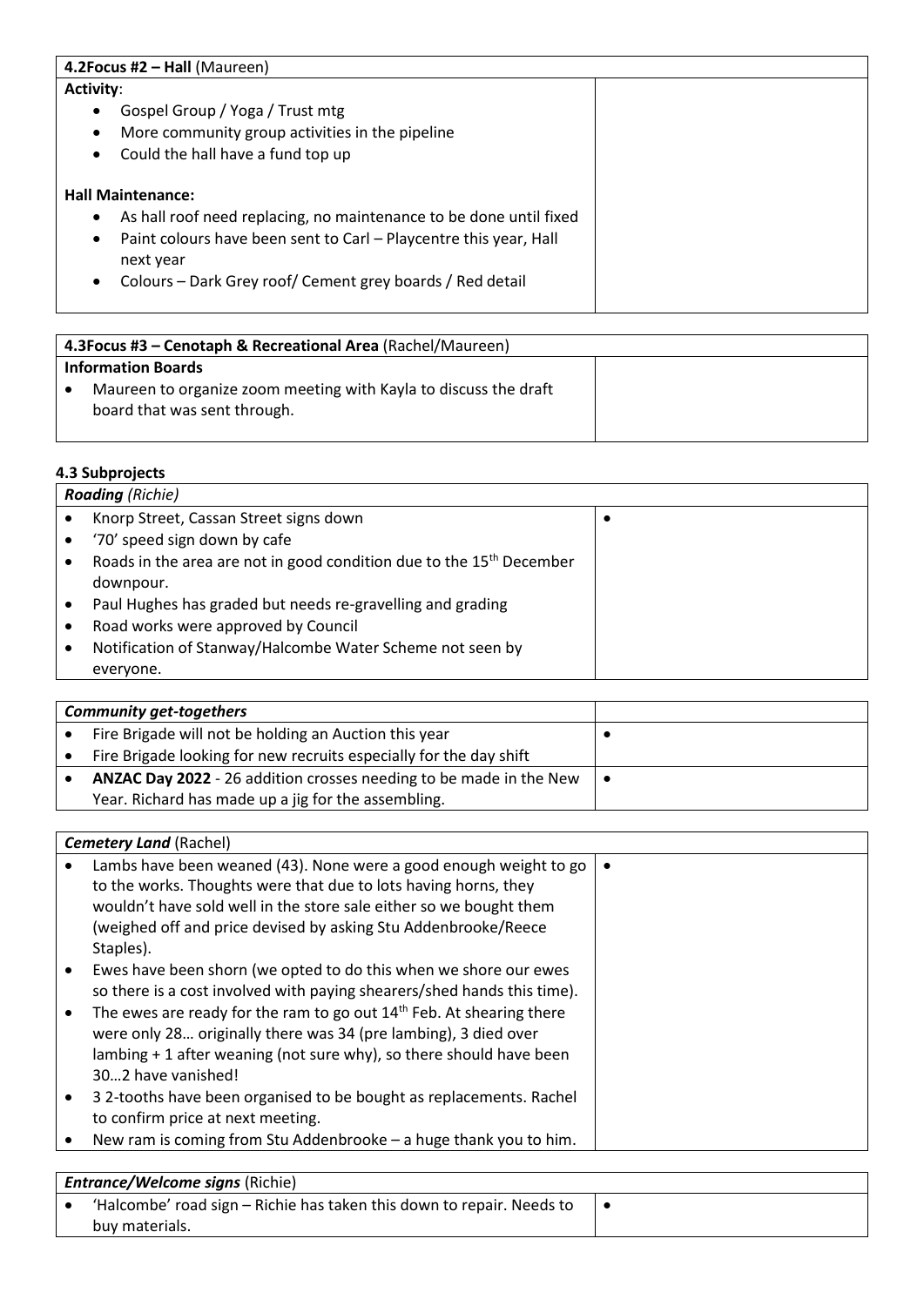| 4.2Focus #2 – Hall (Maureen) | |
|---|---|
| **Activity**:<br>• Gospel Group / Yoga / Trust mtg<br>• More community group activities in the pipeline<br>• Could the hall have a fund top up<br><br>**Hall Maintenance:**<br>• As hall roof need replacing, no maintenance to be done until fixed<br>• Paint colours have been sent to Carl – Playcentre this year, Hall next year<br>• Colours – Dark Grey roof/ Cement grey boards / Red detail | |

| 4.3Focus #3 – Cenotaph & Recreational Area (Rachel/Maureen) | |
|---|---|
| **Information Boards**<br>• Maureen to organize zoom meeting with Kayla to discuss the draft board that was sent through. | |

**4.3 Subprojects**

| *Roading* (Richie) | |
|---|---|
| • Knorp Street, Cassan Street signs down<br>• '70' speed sign down by cafe<br>• Roads in the area are not in good condition due to the 15th December downpour.<br>• Paul Hughes has graded but needs re-gravelling and grading<br>• Road works were approved by Council<br>• Notification of Stanway/Halcombe Water Scheme not seen by everyone. | • |

| *Community get-togethers* | |
|---|---|
| • Fire Brigade will not be holding an Auction this year<br>• Fire Brigade looking for new recruits especially for the day shift | • |
| • **ANZAC Day 2022** - 26 addition crosses needing to be made in the New Year. Richard has made up a jig for the assembling. | • |

| *Cemetery Land* (Rachel) | |
|---|---|
| • Lambs have been weaned (43). None were a good enough weight to go to the works. Thoughts were that due to lots having horns, they wouldn't have sold well in the store sale either so we bought them (weighed off and price devised by asking Stu Addenbrooke/Reece Staples).<br>• Ewes have been shorn (we opted to do this when we shore our ewes so there is a cost involved with paying shearers/shed hands this time).<br>• The ewes are ready for the ram to go out 14th Feb. At shearing there were only 28… originally there was 34 (pre lambing), 3 died over lambing + 1 after weaning (not sure why), so there should have been 30…2 have vanished!<br>• 3 2-tooths have been organised to be bought as replacements. Rachel to confirm price at next meeting.<br>• New ram is coming from Stu Addenbrooke – a huge thank you to him. | • |

| *Entrance/Welcome signs* (Richie) | |
|---|---|
| • 'Halcombe' road sign – Richie has taken this down to repair. Needs to buy materials. | • |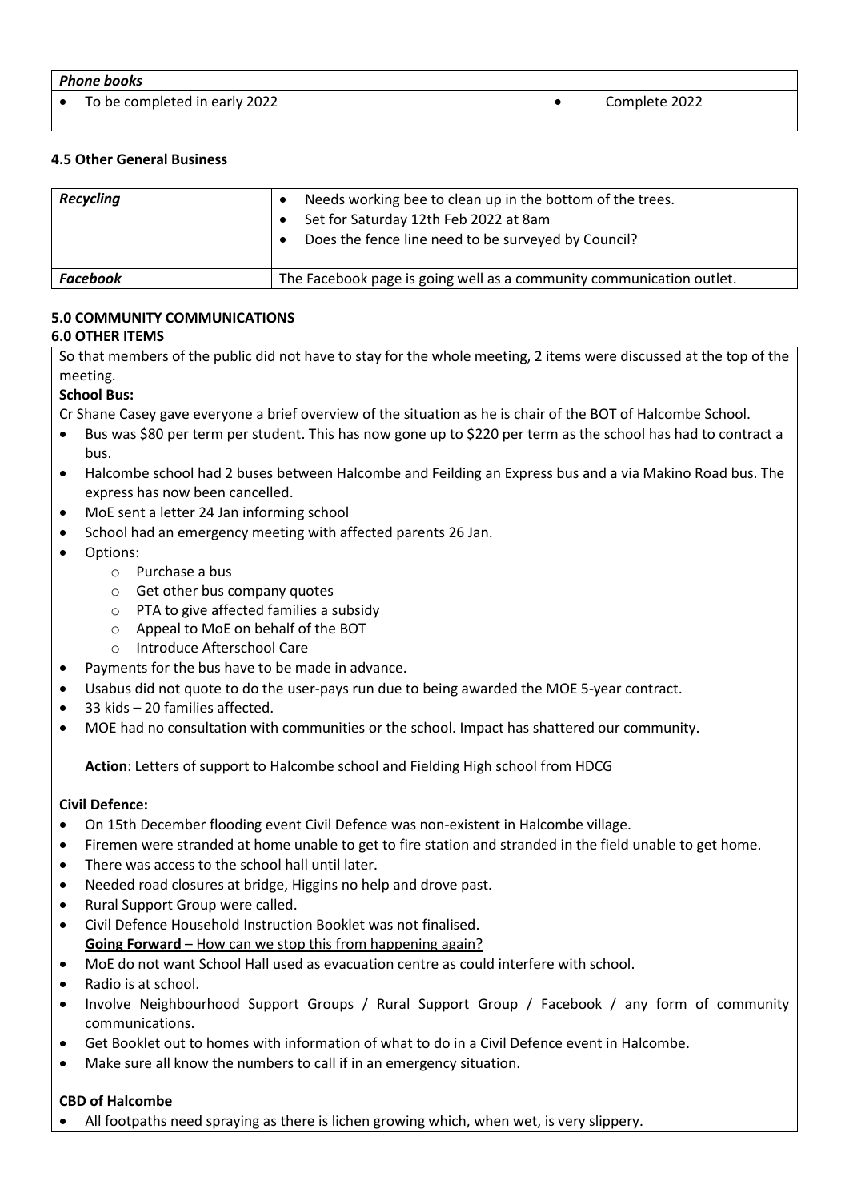| *Phone books* | |
|---|---|
| • To be completed in early 2022 | • Complete 2022 |

### 4.5 Other General Business

| | |
|---|---|
| ***Recycling*** | • Needs working bee to clean up in the bottom of the trees.<br>• Set for Saturday 12th Feb 2022 at 8am<br>• Does the fence line need to be surveyed by Council? |
| ***Facebook*** | The Facebook page is going well as a community communication outlet. |

### 5.0 COMMUNITY COMMUNICATIONS

### 6.0 OTHER ITEMS

So that members of the public did not have to stay for the whole meeting, 2 items were discussed at the top of the meeting.

**School Bus:**

Cr Shane Casey gave everyone a brief overview of the situation as he is chair of the BOT of Halcombe School.

- Bus was $80 per term per student. This has now gone up to $220 per term as the school has had to contract a bus.
- Halcombe school had 2 buses between Halcombe and Feilding an Express bus and a via Makino Road bus. The express has now been cancelled.
- MoE sent a letter 24 Jan informing school
- School had an emergency meeting with affected parents 26 Jan.
- Options:
  - Purchase a bus
  - Get other bus company quotes
  - PTA to give affected families a subsidy
  - Appeal to MoE on behalf of the BOT
  - Introduce Afterschool Care
- Payments for the bus have to be made in advance.
- Usabus did not quote to do the user-pays run due to being awarded the MOE 5-year contract.
- 33 kids – 20 families affected.
- MOE had no consultation with communities or the school. Impact has shattered our community.

**Action**: Letters of support to Halcombe school and Fielding High school from HDCG

**Civil Defence:**

- On 15th December flooding event Civil Defence was non-existent in Halcombe village.
- Firemen were stranded at home unable to get to fire station and stranded in the field unable to get home.
- There was access to the school hall until later.
- Needed road closures at bridge, Higgins no help and drove past.
- Rural Support Group were called.
- Civil Defence Household Instruction Booklet was not finalised.

<u>**Going Forward** – How can we stop this from happening again?</u>

- MoE do not want School Hall used as evacuation centre as could interfere with school.
- Radio is at school.
- Involve Neighbourhood Support Groups / Rural Support Group / Facebook / any form of community communications.
- Get Booklet out to homes with information of what to do in a Civil Defence event in Halcombe.
- Make sure all know the numbers to call if in an emergency situation.

**CBD of Halcombe**

- All footpaths need spraying as there is lichen growing which, when wet, is very slippery.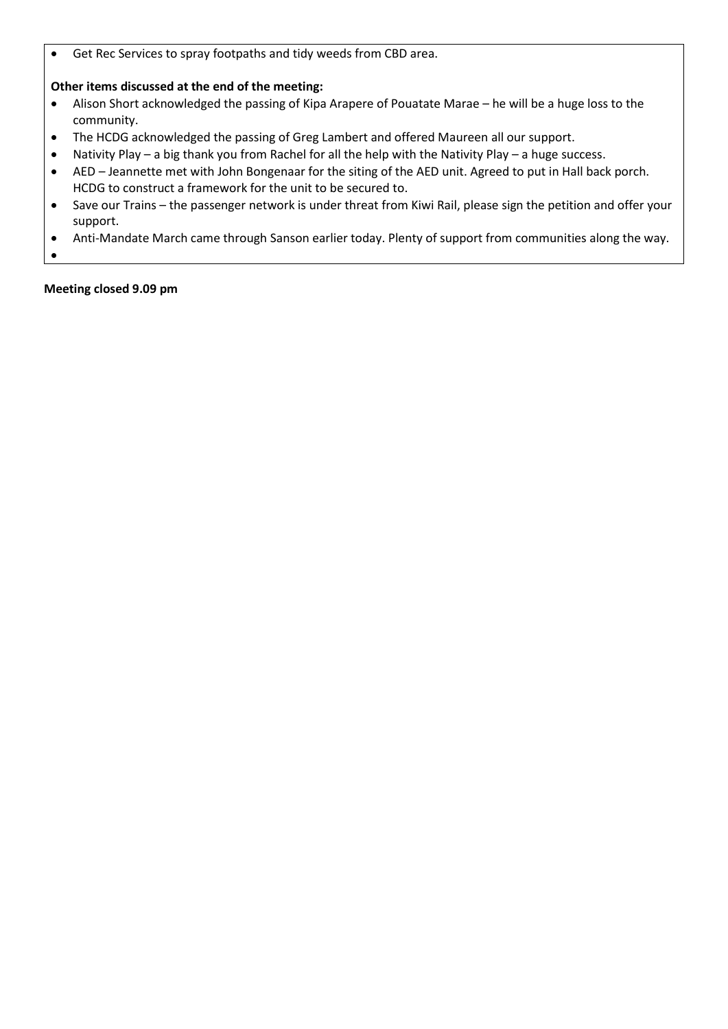- Get Rec Services to spray footpaths and tidy weeds from CBD area.

**Other items discussed at the end of the meeting:**

- Alison Short acknowledged the passing of Kipa Arapere of Pouatate Marae – he will be a huge loss to the community.
- The HCDG acknowledged the passing of Greg Lambert and offered Maureen all our support.
- Nativity Play – a big thank you from Rachel for all the help with the Nativity Play – a huge success.
- AED – Jeannette met with John Bongenaar for the siting of the AED unit. Agreed to put in Hall back porch. HCDG to construct a framework for the unit to be secured to.
- Save our Trains – the passenger network is under threat from Kiwi Rail, please sign the petition and offer your support.
- Anti-Mandate March came through Sanson earlier today. Plenty of support from communities along the way.

**Meeting closed 9.09 pm**